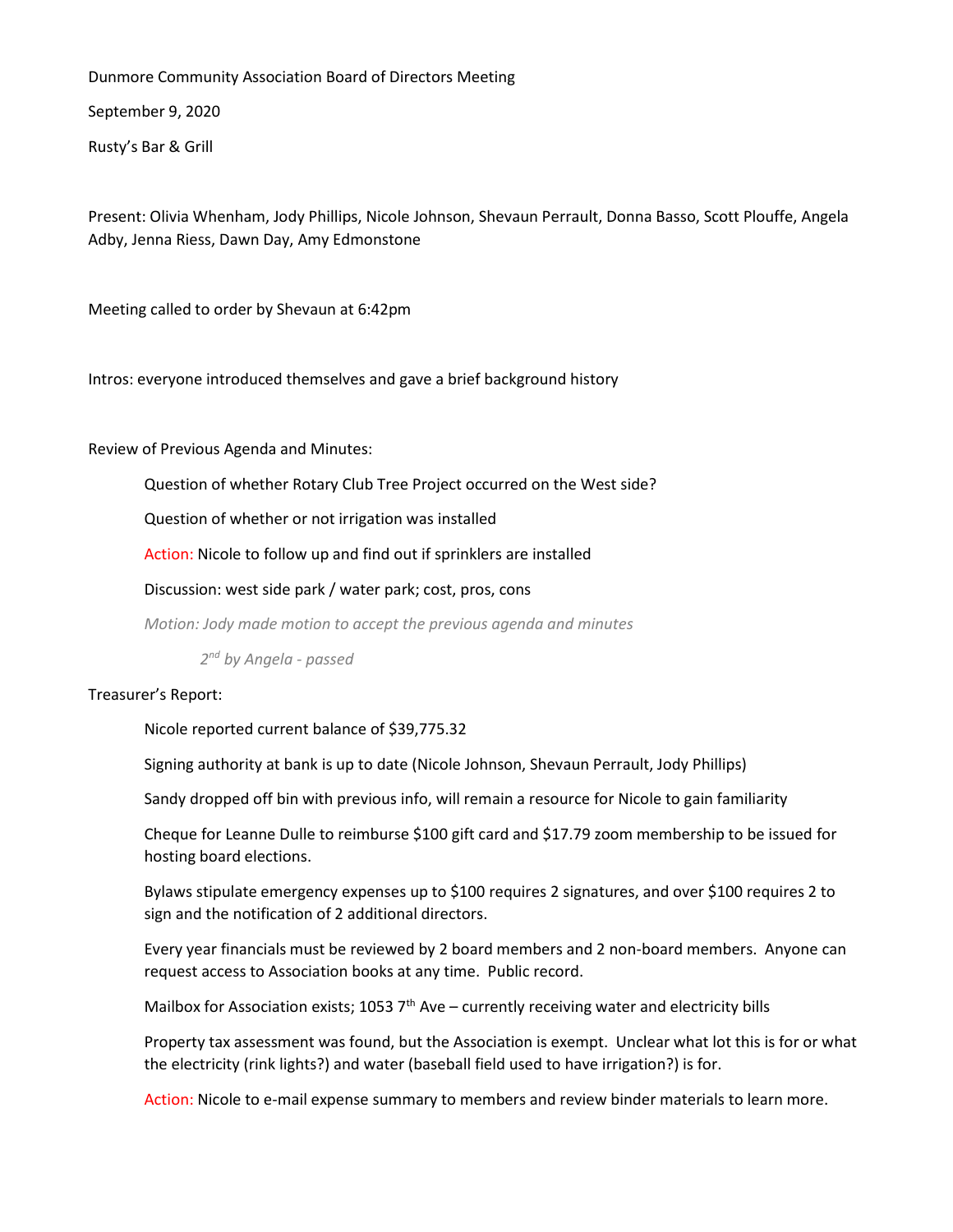Dunmore Community Association Board of Directors Meeting

September 9, 2020

Rusty's Bar & Grill

Present: Olivia Whenham, Jody Phillips, Nicole Johnson, Shevaun Perrault, Donna Basso, Scott Plouffe, Angela Adby, Jenna Riess, Dawn Day, Amy Edmonstone

Meeting called to order by Shevaun at 6:42pm

Intros: everyone introduced themselves and gave a brief background history

Review of Previous Agenda and Minutes:

> Question of whether Rotary Club Tree Project occurred on the West side?
>
> Question of whether or not irrigation was installed
>
> Action: Nicole to follow up and find out if sprinklers are installed
>
> Discussion: west side park / water park; cost, pros, cons
>
> *Motion: Jody made motion to accept the previous agenda and minutes*
>
> > *2nd by Angela - passed*

Treasurer's Report:

> Nicole reported current balance of $39,775.32
>
> Signing authority at bank is up to date (Nicole Johnson, Shevaun Perrault, Jody Phillips)
>
> Sandy dropped off bin with previous info, will remain a resource for Nicole to gain familiarity
>
> Cheque for Leanne Dulle to reimburse $100 gift card and $17.79 zoom membership to be issued for hosting board elections.
>
> Bylaws stipulate emergency expenses up to $100 requires 2 signatures, and over $100 requires 2 to sign and the notification of 2 additional directors.
>
> Every year financials must be reviewed by 2 board members and 2 non-board members. Anyone can request access to Association books at any time. Public record.
>
> Mailbox for Association exists; 1053 7th Ave – currently receiving water and electricity bills
>
> Property tax assessment was found, but the Association is exempt. Unclear what lot this is for or what the electricity (rink lights?) and water (baseball field used to have irrigation?) is for.
>
> Action: Nicole to e-mail expense summary to members and review binder materials to learn more.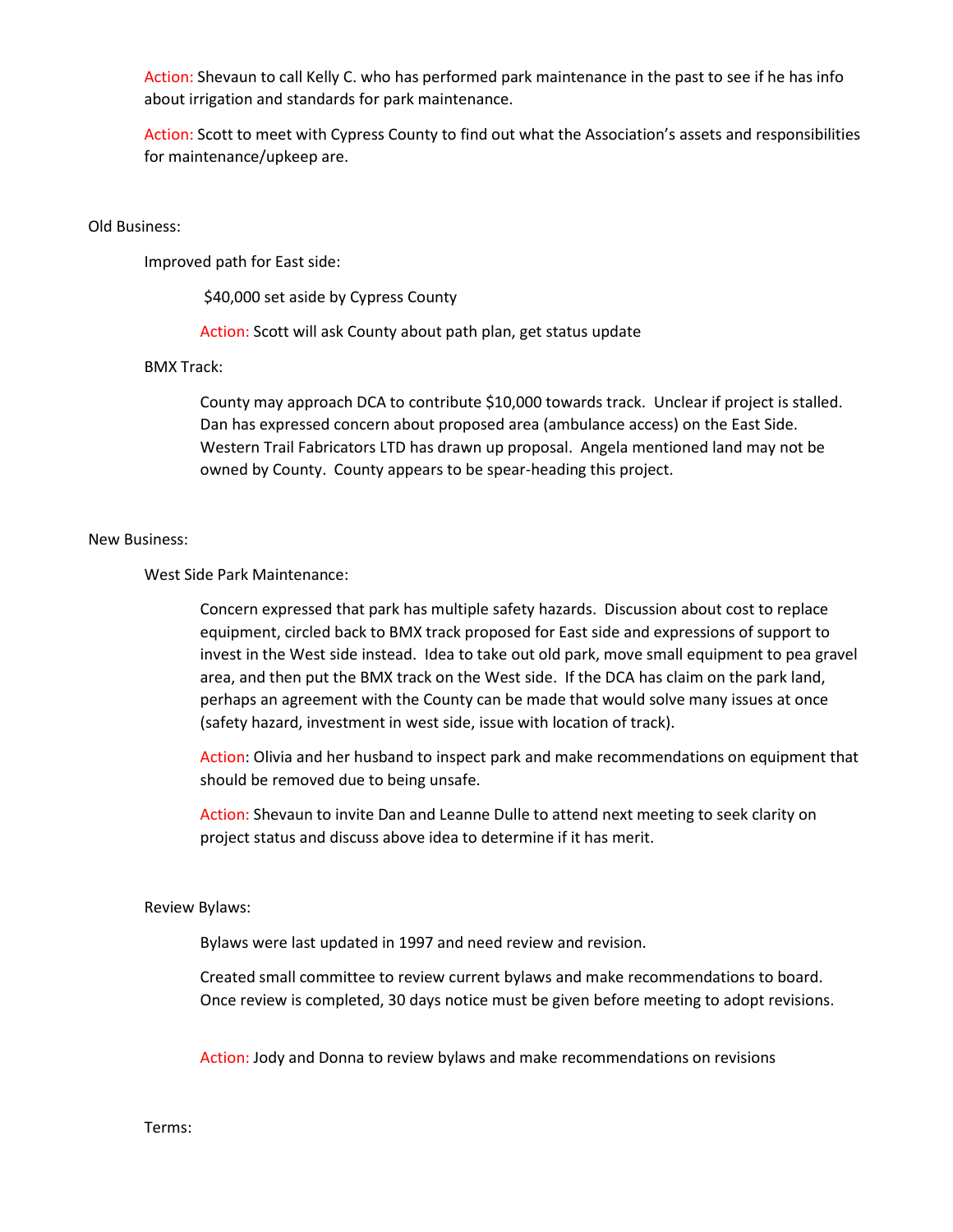Action: Shevaun to call Kelly C. who has performed park maintenance in the past to see if he has info about irrigation and standards for park maintenance.

Action: Scott to meet with Cypress County to find out what the Association's assets and responsibilities for maintenance/upkeep are.

Old Business:

Improved path for East side:

$40,000 set aside by Cypress County

Action: Scott will ask County about path plan, get status update

BMX Track:

County may approach DCA to contribute $10,000 towards track. Unclear if project is stalled. Dan has expressed concern about proposed area (ambulance access) on the East Side. Western Trail Fabricators LTD has drawn up proposal. Angela mentioned land may not be owned by County. County appears to be spear-heading this project.

New Business:

West Side Park Maintenance:

Concern expressed that park has multiple safety hazards. Discussion about cost to replace equipment, circled back to BMX track proposed for East side and expressions of support to invest in the West side instead. Idea to take out old park, move small equipment to pea gravel area, and then put the BMX track on the West side. If the DCA has claim on the park land, perhaps an agreement with the County can be made that would solve many issues at once (safety hazard, investment in west side, issue with location of track).

Action: Olivia and her husband to inspect park and make recommendations on equipment that should be removed due to being unsafe.

Action: Shevaun to invite Dan and Leanne Dulle to attend next meeting to seek clarity on project status and discuss above idea to determine if it has merit.

Review Bylaws:

Bylaws were last updated in 1997 and need review and revision.

Created small committee to review current bylaws and make recommendations to board. Once review is completed, 30 days notice must be given before meeting to adopt revisions.

Action: Jody and Donna to review bylaws and make recommendations on revisions

Terms: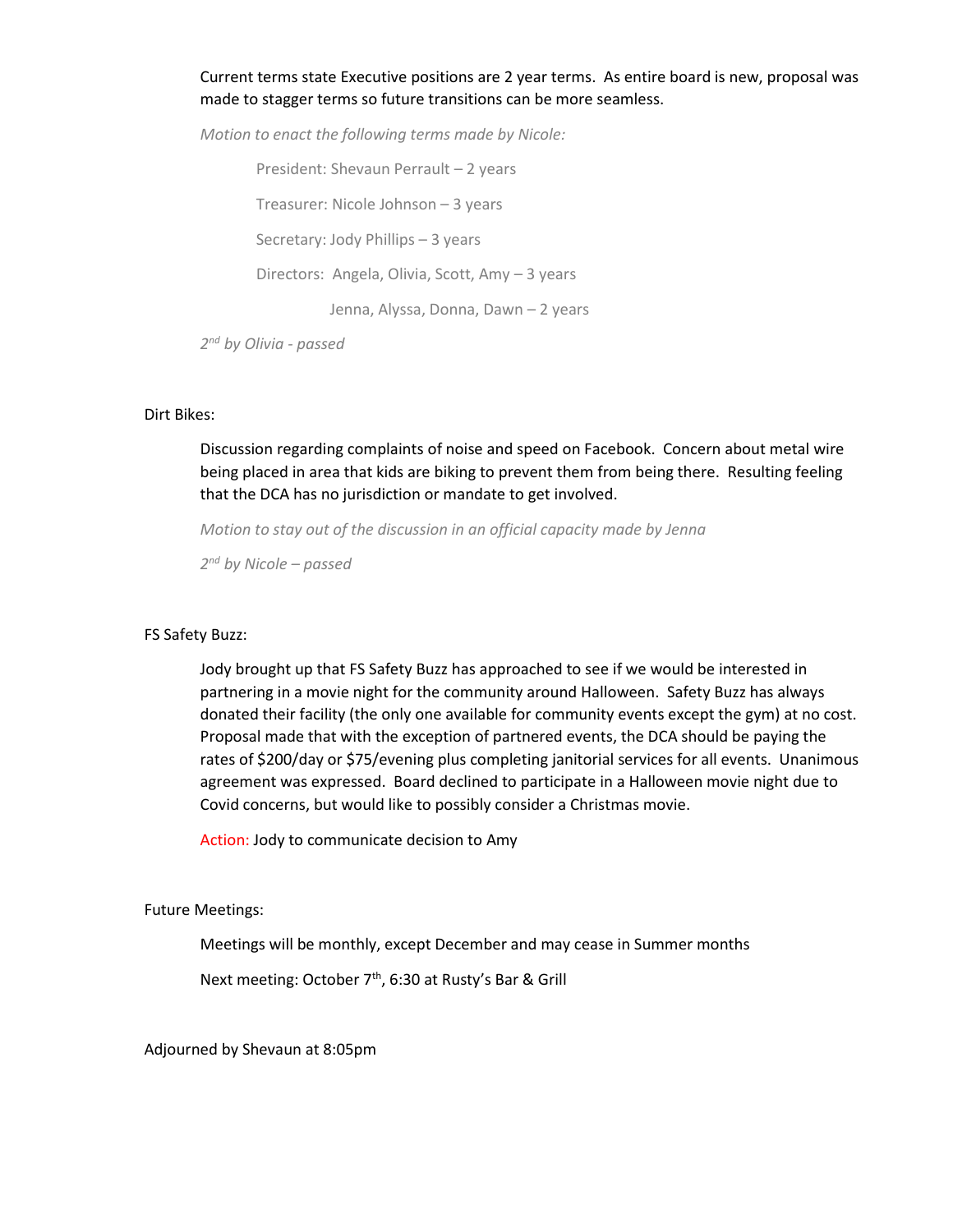Current terms state Executive positions are 2 year terms. As entire board is new, proposal was made to stagger terms so future transitions can be more seamless.

*Motion to enact the following terms made by Nicole:*

President: Shevaun Perrault – 2 years

Treasurer: Nicole Johnson – 3 years

Secretary: Jody Phillips – 3 years

Directors: Angela, Olivia, Scott, Amy – 3 years

Jenna, Alyssa, Donna, Dawn – 2 years

*2nd by Olivia - passed*

Dirt Bikes:

Discussion regarding complaints of noise and speed on Facebook. Concern about metal wire being placed in area that kids are biking to prevent them from being there. Resulting feeling that the DCA has no jurisdiction or mandate to get involved.

*Motion to stay out of the discussion in an official capacity made by Jenna*

*2nd by Nicole – passed*

FS Safety Buzz:

Jody brought up that FS Safety Buzz has approached to see if we would be interested in partnering in a movie night for the community around Halloween. Safety Buzz has always donated their facility (the only one available for community events except the gym) at no cost. Proposal made that with the exception of partnered events, the DCA should be paying the rates of $200/day or $75/evening plus completing janitorial services for all events. Unanimous agreement was expressed. Board declined to participate in a Halloween movie night due to Covid concerns, but would like to possibly consider a Christmas movie.

Action: Jody to communicate decision to Amy

Future Meetings:

Meetings will be monthly, except December and may cease in Summer months

Next meeting: October 7th, 6:30 at Rusty's Bar & Grill

Adjourned by Shevaun at 8:05pm